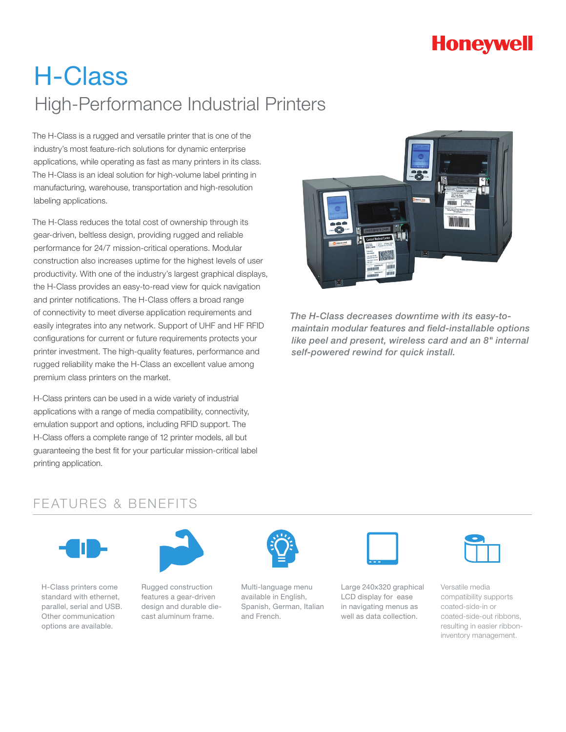Honeywell

# H-Class

## High-Performance Industrial Printers

The H-Class is a rugged and versatile printer that is one of the industry's most feature-rich solutions for dynamic enterprise applications, while operating as fast as many printers in its class. The H-Class is an ideal solution for high-volume label printing in manufacturing, warehouse, transportation and high-resolution labeling applications.

The H-Class reduces the total cost of ownership through its gear-driven, beltless design, providing rugged and reliable performance for 24/7 mission-critical operations. Modular construction also increases uptime for the highest levels of user productivity. With one of the industry's largest graphical displays, the H-Class provides an easy-to-read view for quick navigation and printer notifications. The H-Class offers a broad range of connectivity to meet diverse application requirements and easily integrates into any network. Support of UHF and HF RFID configurations for current or future requirements protects your printer investment. The high-quality features, performance and rugged reliability make the H-Class an excellent value among premium class printers on the market.

H-Class printers can be used in a wide variety of industrial applications with a range of media compatibility, connectivity, emulation support and options, including RFID support. The H-Class offers a complete range of 12 printer models, all but guaranteeing the best fit for your particular mission-critical label printing application.

*The H-Class decreases downtime with its easy-to-maintain modular features and field-installable options like peel and present, wireless card and an 8" internal self-powered rewind for quick install.*

## FEATURES & BENEFITS

H-Class printers come standard with ethernet, parallel, serial and USB. Other communication options are available.

Rugged construction features a gear-driven design and durable die-cast aluminum frame.

Multi-language menu available in English, Spanish, German, Italian and French.

Large 240x320 graphical LCD display for ease in navigating menus as well as data collection.

Versatile media compatibility supports coated-side-in or coated-side-out ribbons, resulting in easier ribbon-inventory management.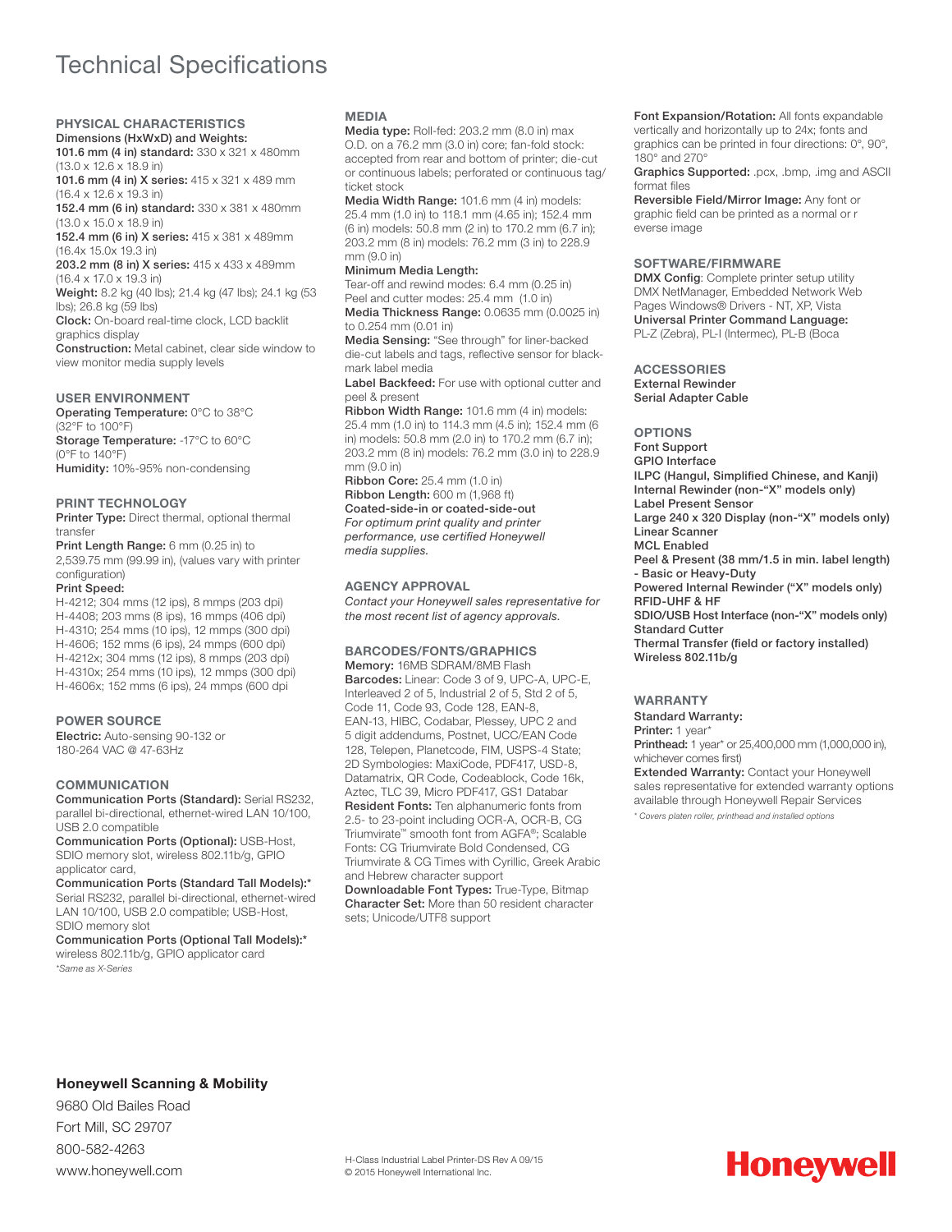# Technical Specifications

## PHYSICAL CHARACTERISTICS

**Dimensions (HxWxD) and Weights:**

**101.6 mm (4 in) standard:** 330 x 321 x 480mm (13.0 x 12.6 x 18.9 in)

**101.6 mm (4 in) X series:** 415 x 321 x 489 mm (16.4 x 12.6 x 19.3 in)

**152.4 mm (6 in) standard:** 330 x 381 x 480mm (13.0 x 15.0 x 18.9 in)

**152.4 mm (6 in) X series:** 415 x 381 x 489mm (16.4x 15.0x 19.3 in)

**203.2 mm (8 in) X series:** 415 x 433 x 489mm (16.4 x 17.0 x 19.3 in)

**Weight:** 8.2 kg (40 lbs); 21.4 kg (47 lbs); 24.1 kg (53 lbs); 26.8 kg (59 lbs)

**Clock:** On-board real-time clock, LCD backlit graphics display

**Construction:** Metal cabinet, clear side window to view monitor media supply levels

## USER ENVIRONMENT

**Operating Temperature:** 0°C to 38°C (32°F to 100°F)

**Storage Temperature:** -17°C to 60°C (0°F to 140°F)

**Humidity:** 10%-95% non-condensing

## PRINT TECHNOLOGY

**Printer Type:** Direct thermal, optional thermal transfer

**Print Length Range:** 6 mm (0.25 in) to 2,539.75 mm (99.99 in), (values vary with printer configuration)

**Print Speed:**

H-4212; 304 mms (12 ips), 8 mmps (203 dpi)
H-4408; 203 mms (8 ips), 16 mmps (406 dpi)
H-4310; 254 mms (10 ips), 12 mmps (300 dpi)
H-4606; 152 mms (6 ips), 24 mmps (600 dpi)
H-4212x; 304 mms (12 ips), 8 mmps (203 dpi)
H-4310x; 254 mms (10 ips), 12 mmps (300 dpi)
H-4606x; 152 mms (6 ips), 24 mmps (600 dpi

## POWER SOURCE

**Electric:** Auto-sensing 90-132 or 180-264 VAC @ 47-63Hz

## COMMUNICATION

**Communication Ports (Standard):** Serial RS232, parallel bi-directional, ethernet-wired LAN 10/100, USB 2.0 compatible

**Communication Ports (Optional):** USB-Host, SDIO memory slot, wireless 802.11b/g, GPIO applicator card,

**Communication Ports (Standard Tall Models):*** Serial RS232, parallel bi-directional, ethernet-wired LAN 10/100, USB 2.0 compatible; USB-Host, SDIO memory slot

**Communication Ports (Optional Tall Models):*** wireless 802.11b/g, GPIO applicator card

*\*Same as X-Series*

## MEDIA

**Media type:** Roll-fed: 203.2 mm (8.0 in) max O.D. on a 76.2 mm (3.0 in) core; fan-fold stock: accepted from rear and bottom of printer; die-cut or continuous labels; perforated or continuous tag/ticket stock

**Media Width Range:** 101.6 mm (4 in) models: 25.4 mm (1.0 in) to 118.1 mm (4.65 in); 152.4 mm (6 in) models: 50.8 mm (2 in) to 170.2 mm (6.7 in); 203.2 mm (8 in) models: 76.2 mm (3 in) to 228.9 mm (9.0 in)

**Minimum Media Length:**
Tear-off and rewind modes: 6.4 mm (0.25 in)
Peel and cutter modes: 25.4 mm (1.0 in)

**Media Thickness Range:** 0.0635 mm (0.0025 in) to 0.254 mm (0.01 in)

**Media Sensing:** "See through" for liner-backed die-cut labels and tags, reflective sensor for black-mark label media

**Label Backfeed:** For use with optional cutter and peel & present

**Ribbon Width Range:** 101.6 mm (4 in) models: 25.4 mm (1.0 in) to 114.3 mm (4.5 in); 152.4 mm (6 in) models: 50.8 mm (2.0 in) to 170.2 mm (6.7 in); 203.2 mm (8 in) models: 76.2 mm (3.0 in) to 228.9 mm (9.0 in)

**Ribbon Core:** 25.4 mm (1.0 in)

**Ribbon Length:** 600 m (1,968 ft)

**Coated-side-in or coated-side-out**

*For optimum print quality and printer performance, use certified Honeywell media supplies.*

## AGENCY APPROVAL

*Contact your Honeywell sales representative for the most recent list of agency approvals.*

## BARCODES/FONTS/GRAPHICS

**Memory:** 16MB SDRAM/8MB Flash

**Barcodes:** Linear: Code 3 of 9, UPC-A, UPC-E, Interleaved 2 of 5, Industrial 2 of 5, Std 2 of 5, Code 11, Code 93, Code 128, EAN-8, EAN-13, HIBC, Codabar, Plessey, UPC 2 and 5 digit addendums, Postnet, UCC/EAN Code 128, Telepen, Planetcode, FIM, USPS-4 State; 2D Symbologies: MaxiCode, PDF417, USD-8, Datamatrix, QR Code, Codeablock, Code 16k, Aztec, TLC 39, Micro PDF417, GS1 Databar

**Resident Fonts:** Ten alphanumeric fonts from 2.5- to 23-point including OCR-A, OCR-B, CG Triumvirate™ smooth font from AGFA®; Scalable Fonts: CG Triumvirate Bold Condensed, CG Triumvirate & CG Times with Cyrillic, Greek Arabic and Hebrew character support

**Downloadable Font Types:** True-Type, Bitmap

**Character Set:** More than 50 resident character sets; Unicode/UTF8 support

**Font Expansion/Rotation:** All fonts expandable vertically and horizontally up to 24x; fonts and graphics can be printed in four directions: 0°, 90°, 180° and 270°

**Graphics Supported:** .pcx, .bmp, .img and ASCII format files

**Reversible Field/Mirror Image:** Any font or graphic field can be printed as a normal or r everse image

## SOFTWARE/FIRMWARE

**DMX Config**: Complete printer setup utility DMX NetManager, Embedded Network Web Pages Windows® Drivers - NT, XP, Vista

**Universal Printer Command Language:** PL-Z (Zebra), PL-I (Intermec), PL-B (Boca

## ACCESSORIES

**External Rewinder**
**Serial Adapter Cable**

## OPTIONS

**Font Support**
**GPIO Interface**
**ILPC (Hangul, Simplified Chinese, and Kanji)**
**Internal Rewinder (non-"X" models only)**
**Label Present Sensor**
**Large 240 x 320 Display (non-"X" models only)**
**Linear Scanner**
**MCL Enabled**
**Peel & Present (38 mm/1.5 in min. label length) - Basic or Heavy-Duty**
**Powered Internal Rewinder ("X" models only)**
**RFID-UHF & HF**
**SDIO/USB Host Interface (non-"X" models only)**
**Standard Cutter**
**Thermal Transfer (field or factory installed)**
**Wireless 802.11b/g**

## WARRANTY

**Standard Warranty:**

**Printer:** 1 year*

**Printhead:** 1 year* or 25,400,000 mm (1,000,000 in), whichever comes first)

**Extended Warranty:** Contact your Honeywell sales representative for extended warranty options available through Honeywell Repair Services

*\* Covers platen roller, printhead and installed options*

**Honeywell Scanning & Mobility**
9680 Old Bailes Road
Fort Mill, SC 29707
800-582-4263
www.honeywell.com

H-Class Industrial Label Printer-DS Rev A 09/15
© 2015 Honeywell International Inc.

Honeywell